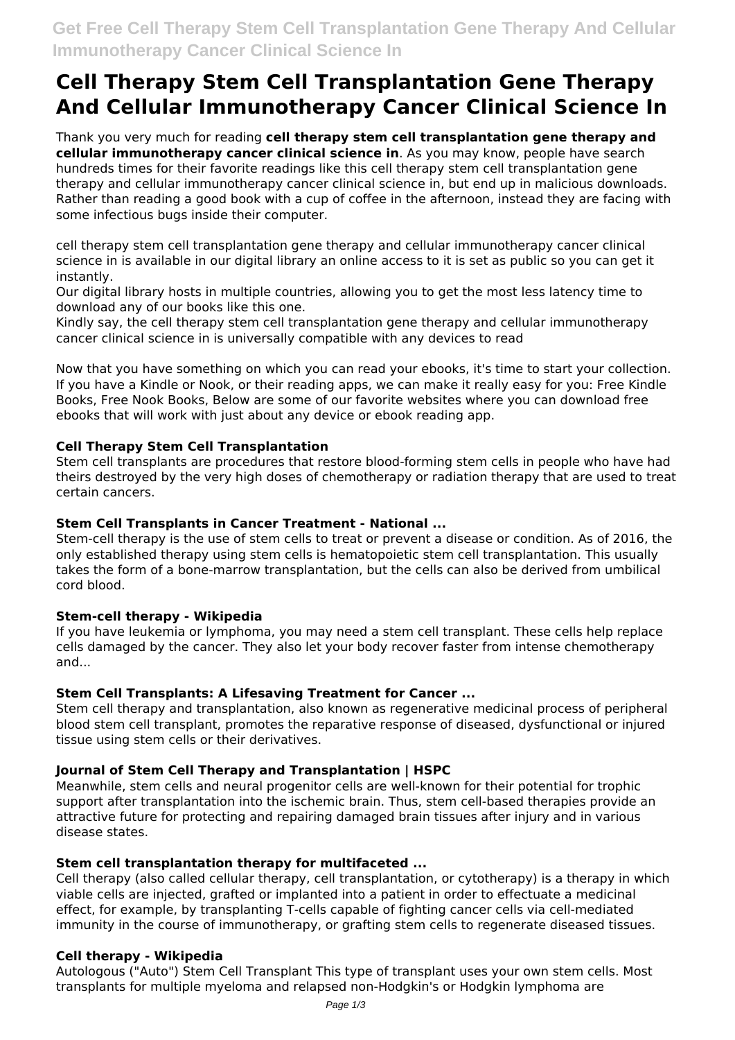# Cell Therapy Stem Cell Transplantation Gene Therapy And Cellular Immunotherapy Cancer Clinical Science In

Thank you very much for reading **cell therapy stem cell transplantation gene therapy and cellular immunotherapy cancer clinical science in**. As you may know, people have search hundreds times for their favorite readings like this cell therapy stem cell transplantation gene therapy and cellular immunotherapy cancer clinical science in, but end up in malicious downloads. Rather than reading a good book with a cup of coffee in the afternoon, instead they are facing with some infectious bugs inside their computer.

cell therapy stem cell transplantation gene therapy and cellular immunotherapy cancer clinical science in is available in our digital library an online access to it is set as public so you can get it instantly.

Our digital library hosts in multiple countries, allowing you to get the most less latency time to download any of our books like this one.

Kindly say, the cell therapy stem cell transplantation gene therapy and cellular immunotherapy cancer clinical science in is universally compatible with any devices to read

Now that you have something on which you can read your ebooks, it's time to start your collection. If you have a Kindle or Nook, or their reading apps, we can make it really easy for you: Free Kindle Books, Free Nook Books, Below are some of our favorite websites where you can download free ebooks that will work with just about any device or ebook reading app.

**Cell Therapy Stem Cell Transplantation**

Stem cell transplants are procedures that restore blood-forming stem cells in people who have had theirs destroyed by the very high doses of chemotherapy or radiation therapy that are used to treat certain cancers.

**Stem Cell Transplants in Cancer Treatment - National ...**

Stem-cell therapy is the use of stem cells to treat or prevent a disease or condition. As of 2016, the only established therapy using stem cells is hematopoietic stem cell transplantation. This usually takes the form of a bone-marrow transplantation, but the cells can also be derived from umbilical cord blood.

**Stem-cell therapy - Wikipedia**

If you have leukemia or lymphoma, you may need a stem cell transplant. These cells help replace cells damaged by the cancer. They also let your body recover faster from intense chemotherapy and...

**Stem Cell Transplants: A Lifesaving Treatment for Cancer ...**

Stem cell therapy and transplantation, also known as regenerative medicinal process of peripheral blood stem cell transplant, promotes the reparative response of diseased, dysfunctional or injured tissue using stem cells or their derivatives.

**Journal of Stem Cell Therapy and Transplantation | HSPC**

Meanwhile, stem cells and neural progenitor cells are well-known for their potential for trophic support after transplantation into the ischemic brain. Thus, stem cell-based therapies provide an attractive future for protecting and repairing damaged brain tissues after injury and in various disease states.

**Stem cell transplantation therapy for multifaceted ...**

Cell therapy (also called cellular therapy, cell transplantation, or cytotherapy) is a therapy in which viable cells are injected, grafted or implanted into a patient in order to effectuate a medicinal effect, for example, by transplanting T-cells capable of fighting cancer cells via cell-mediated immunity in the course of immunotherapy, or grafting stem cells to regenerate diseased tissues.

**Cell therapy - Wikipedia**

Autologous ("Auto") Stem Cell Transplant This type of transplant uses your own stem cells. Most transplants for multiple myeloma and relapsed non-Hodgkin's or Hodgkin lymphoma are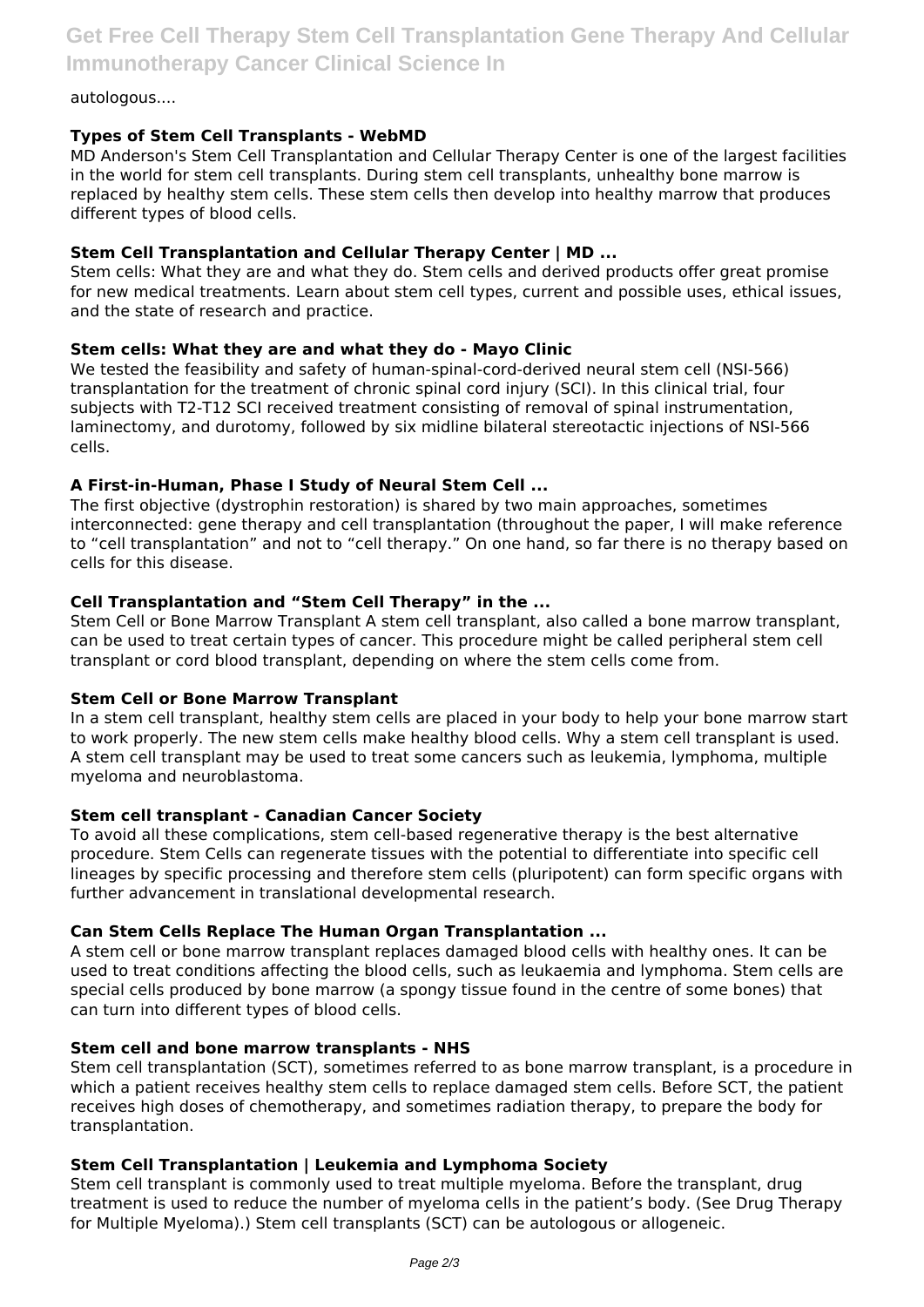autologous....

**Types of Stem Cell Transplants - WebMD**

MD Anderson's Stem Cell Transplantation and Cellular Therapy Center is one of the largest facilities in the world for stem cell transplants. During stem cell transplants, unhealthy bone marrow is replaced by healthy stem cells. These stem cells then develop into healthy marrow that produces different types of blood cells.

**Stem Cell Transplantation and Cellular Therapy Center | MD ...**

Stem cells: What they are and what they do. Stem cells and derived products offer great promise for new medical treatments. Learn about stem cell types, current and possible uses, ethical issues, and the state of research and practice.

**Stem cells: What they are and what they do - Mayo Clinic**

We tested the feasibility and safety of human-spinal-cord-derived neural stem cell (NSI-566) transplantation for the treatment of chronic spinal cord injury (SCI). In this clinical trial, four subjects with T2-T12 SCI received treatment consisting of removal of spinal instrumentation, laminectomy, and durotomy, followed by six midline bilateral stereotactic injections of NSI-566 cells.

**A First-in-Human, Phase I Study of Neural Stem Cell ...**

The first objective (dystrophin restoration) is shared by two main approaches, sometimes interconnected: gene therapy and cell transplantation (throughout the paper, I will make reference to "cell transplantation" and not to "cell therapy." On one hand, so far there is no therapy based on cells for this disease.

**Cell Transplantation and "Stem Cell Therapy" in the ...**

Stem Cell or Bone Marrow Transplant A stem cell transplant, also called a bone marrow transplant, can be used to treat certain types of cancer. This procedure might be called peripheral stem cell transplant or cord blood transplant, depending on where the stem cells come from.

**Stem Cell or Bone Marrow Transplant**

In a stem cell transplant, healthy stem cells are placed in your body to help your bone marrow start to work properly. The new stem cells make healthy blood cells. Why a stem cell transplant is used. A stem cell transplant may be used to treat some cancers such as leukemia, lymphoma, multiple myeloma and neuroblastoma.

**Stem cell transplant - Canadian Cancer Society**

To avoid all these complications, stem cell-based regenerative therapy is the best alternative procedure. Stem Cells can regenerate tissues with the potential to differentiate into specific cell lineages by specific processing and therefore stem cells (pluripotent) can form specific organs with further advancement in translational developmental research.

**Can Stem Cells Replace The Human Organ Transplantation ...**

A stem cell or bone marrow transplant replaces damaged blood cells with healthy ones. It can be used to treat conditions affecting the blood cells, such as leukaemia and lymphoma. Stem cells are special cells produced by bone marrow (a spongy tissue found in the centre of some bones) that can turn into different types of blood cells.

**Stem cell and bone marrow transplants - NHS**

Stem cell transplantation (SCT), sometimes referred to as bone marrow transplant, is a procedure in which a patient receives healthy stem cells to replace damaged stem cells. Before SCT, the patient receives high doses of chemotherapy, and sometimes radiation therapy, to prepare the body for transplantation.

**Stem Cell Transplantation | Leukemia and Lymphoma Society**

Stem cell transplant is commonly used to treat multiple myeloma. Before the transplant, drug treatment is used to reduce the number of myeloma cells in the patient's body. (See Drug Therapy for Multiple Myeloma).) Stem cell transplants (SCT) can be autologous or allogeneic.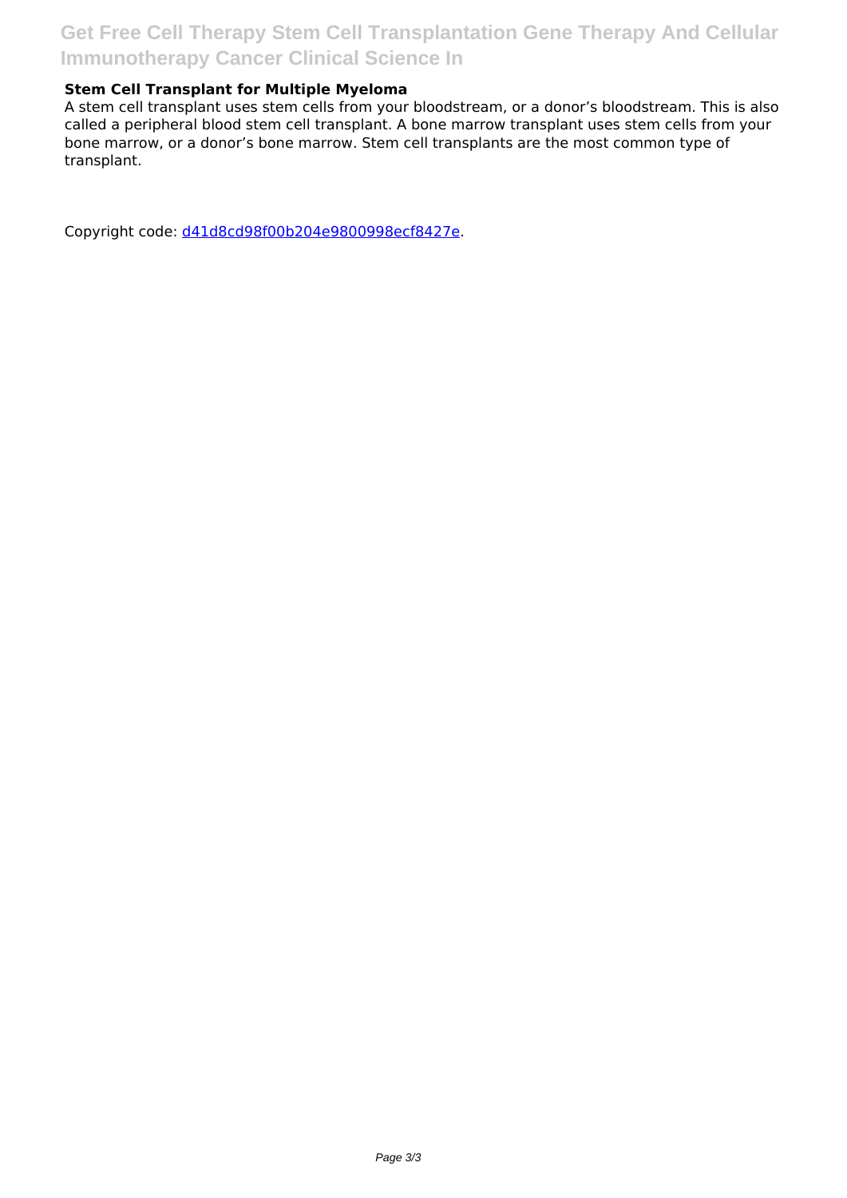**Stem Cell Transplant for Multiple Myeloma**

A stem cell transplant uses stem cells from your bloodstream, or a donor's bloodstream. This is also called a peripheral blood stem cell transplant. A bone marrow transplant uses stem cells from your bone marrow, or a donor's bone marrow. Stem cell transplants are the most common type of transplant.

Copyright code: d41d8cd98f00b204e9800998ecf8427e.